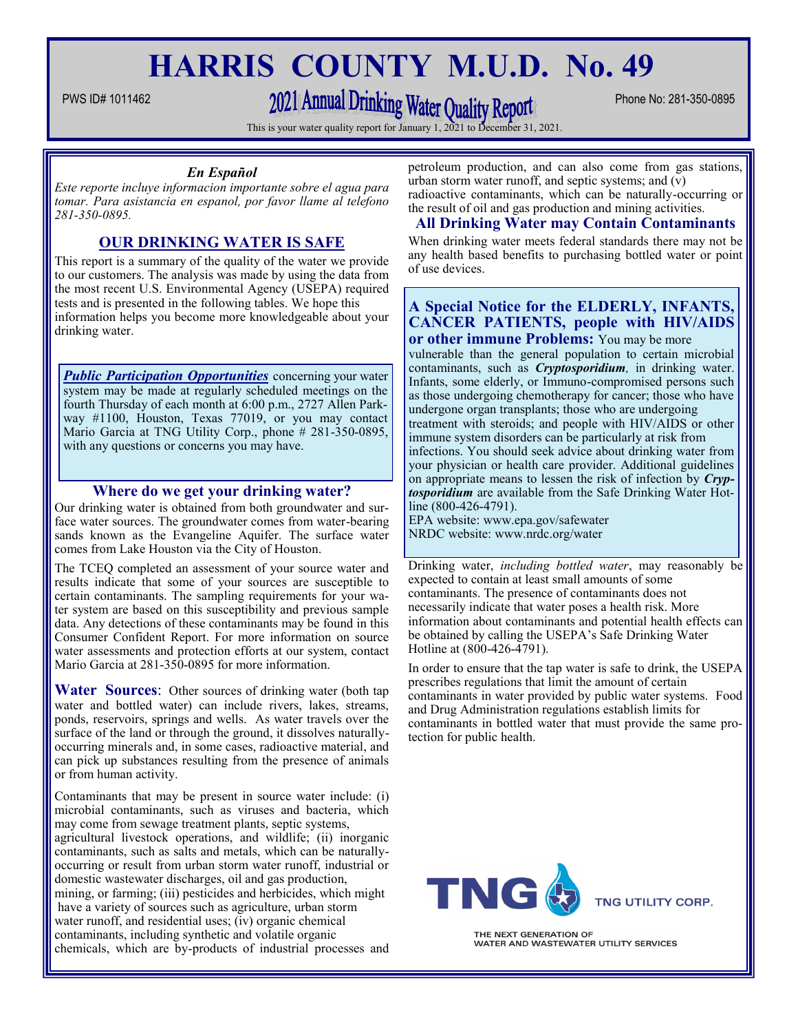# HARRIS COUNTY M.U.D. No. 49

PWS ID# 1011462

## 2021 Annual Drinking Water Quality Report

Phone No: 281-350-0895

This is your water quality report for January 1, 2021 to December 31, 2021.

### *En Español*

*Este reporte incluye informacion importante sobre el agua para tomar. Para asistencia en espanol, por favor llame al telefono 281-350-0895.*

### OUR DRINKING WATER IS SAFE

This report is a summary of the quality of the water we provide to our customers. The analysis was made by using the data from the most recent U.S. Environmental Agency (USEPA) required tests and is presented in the following tables. We hope this information helps you become more knowledgeable about your drinking water.

***Public Participation Opportunities*** concerning your water system may be made at regularly scheduled meetings on the fourth Thursday of each month at 6:00 p.m., 2727 Allen Parkway #1100, Houston, Texas 77019, or you may contact Mario Garcia at TNG Utility Corp., phone # 281-350-0895, with any questions or concerns you may have.

### Where do we get your drinking water?

Our drinking water is obtained from both groundwater and surface water sources. The groundwater comes from water-bearing sands known as the Evangeline Aquifer. The surface water comes from Lake Houston via the City of Houston.

The TCEQ completed an assessment of your source water and results indicate that some of your sources are susceptible to certain contaminants. The sampling requirements for your water system are based on this susceptibility and previous sample data. Any detections of these contaminants may be found in this Consumer Confident Report. For more information on source water assessments and protection efforts at our system, contact Mario Garcia at 281-350-0895 for more information.

**Water Sources**: Other sources of drinking water (both tap water and bottled water) can include rivers, lakes, streams, ponds, reservoirs, springs and wells. As water travels over the surface of the land or through the ground, it dissolves naturally-occurring minerals and, in some cases, radioactive material, and can pick up substances resulting from the presence of animals or from human activity.

Contaminants that may be present in source water include: (i) microbial contaminants, such as viruses and bacteria, which may come from sewage treatment plants, septic systems, agricultural livestock operations, and wildlife; (ii) inorganic contaminants, such as salts and metals, which can be naturally-occurring or result from urban storm water runoff, industrial or domestic wastewater discharges, oil and gas production, mining, or farming; (iii) pesticides and herbicides, which might have a variety of sources such as agriculture, urban storm water runoff, and residential uses; (iv) organic chemical contaminants, including synthetic and volatile organic chemicals, which are by-products of industrial processes and petroleum production, and can also come from gas stations, urban storm water runoff, and septic systems; and (v) radioactive contaminants, which can be naturally-occurring or the result of oil and gas production and mining activities.

### All Drinking Water may Contain Contaminants

When drinking water meets federal standards there may not be any health based benefits to purchasing bottled water or point of use devices.

**A Special Notice for the ELDERLY, INFANTS, CANCER PATIENTS, people with HIV/AIDS or other immune Problems:** You may be more vulnerable than the general population to certain microbial contaminants, such as ***Cryptosporidium***, in drinking water. Infants, some elderly, or Immuno-compromised persons such as those undergoing chemotherapy for cancer; those who have undergone organ transplants; those who are undergoing treatment with steroids; and people with HIV/AIDS or other immune system disorders can be particularly at risk from infections. You should seek advice about drinking water from your physician or health care provider. Additional guidelines on appropriate means to lessen the risk of infection by ***Cryptosporidium*** are available from the Safe Drinking Water Hotline (800-426-4791).

EPA website: www.epa.gov/safewater
NRDC website: www.nrdc.org/water

Drinking water, *including bottled water*, may reasonably be expected to contain at least small amounts of some contaminants. The presence of contaminants does not necessarily indicate that water poses a health risk. More information about contaminants and potential health effects can be obtained by calling the USEPA's Safe Drinking Water Hotline at (800-426-4791).

In order to ensure that the tap water is safe to drink, the USEPA prescribes regulations that limit the amount of certain contaminants in water provided by public water systems. Food and Drug Administration regulations establish limits for contaminants in bottled water that must provide the same protection for public health.

TNG UTILITY CORP.

THE NEXT GENERATION OF WATER AND WASTEWATER UTILITY SERVICES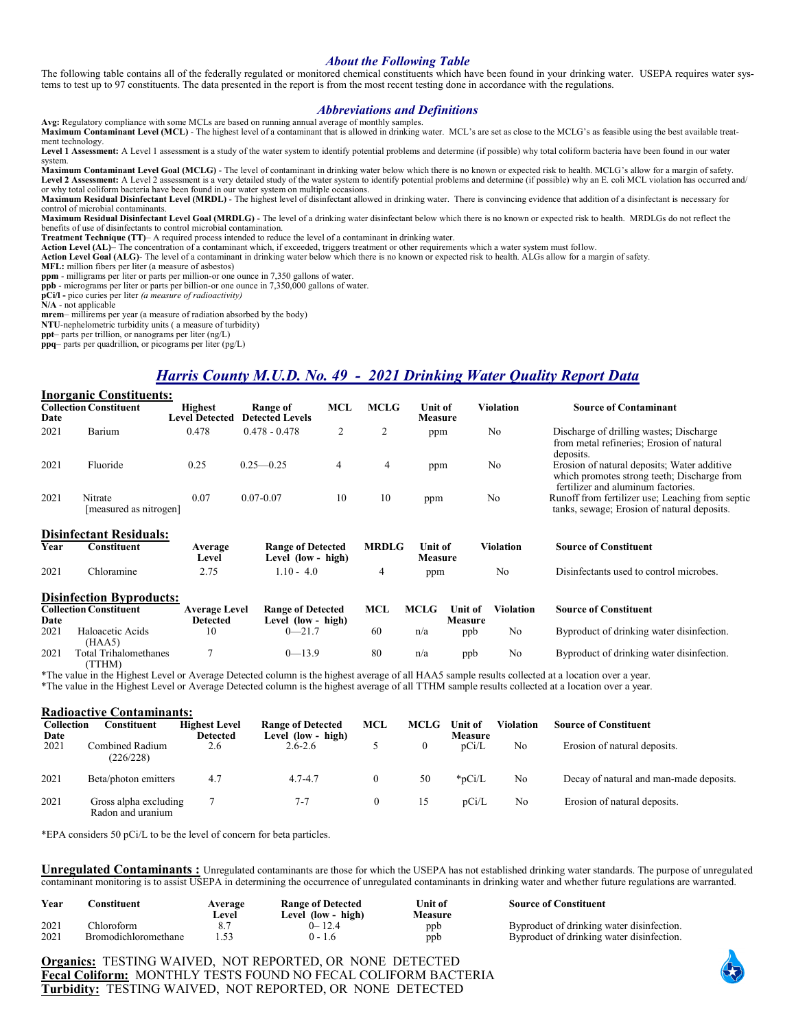## *About the Following Table*

The following table contains all of the federally regulated or monitored chemical constituents which have been found in your drinking water. USEPA requires water systems to test up to 97 constituents. The data presented in the report is from the most recent testing done in accordance with the regulations.

## *Abbreviations and Definitions*

**Avg:** Regulatory compliance with some MCLs are based on running annual average of monthly samples.
**Maximum Contaminant Level (MCL)** - The highest level of a contaminant that is allowed in drinking water. MCL's are set as close to the MCLG's as feasible using the best available treatment technology.
**Level 1 Assessment:** A Level 1 assessment is a study of the water system to identify potential problems and determine (if possible) why total coliform bacteria have been found in our water system.
**Maximum Contaminant Level Goal (MCLG)** - The level of contaminant in drinking water below which there is no known or expected risk to health. MCLG's allow for a margin of safety.
**Level 2 Assessment:** A Level 2 assessment is a very detailed study of the water system to identify potential problems and determine (if possible) why an E. coli MCL violation has occurred and/or why total coliform bacteria have been found in our water system on multiple occasions.
**Maximum Residual Disinfectant Level (MRDL)** - The highest level of disinfectant allowed in drinking water. There is convincing evidence that addition of a disinfectant is necessary for control of microbial contaminants.
**Maximum Residual Disinfectant Level Goal (MRDLG)** - The level of a drinking water disinfectant below which there is no known or expected risk to health. MRDLGs do not reflect the benefits of use of disinfectants to control microbial contamination.
**Treatment Technique (TT)**– A required process intended to reduce the level of a contaminant in drinking water.
**Action Level (AL)**– The concentration of a contaminant which, if exceeded, triggers treatment or other requirements which a water system must follow.
**Action Level Goal (ALG)**- The level of a contaminant in drinking water below which there is no known or expected risk to health. ALGs allow for a margin of safety.
**MFL:** million fibers per liter (a measure of asbestos)
**ppm** - milligrams per liter or parts per million-or one ounce in 7,350 gallons of water.
**ppb** - micrograms per liter or parts per billion-or one ounce in 7,350,000 gallons of water.
**pCi/l** - pico curies per liter *(a measure of radioactivity)*
**N/A** - not applicable
**mrem**– millirems per year (a measure of radiation absorbed by the body)
**NTU**-nephelometric turbidity units ( a measure of turbidity)
**ppt**– parts per trillion, or nanograms per liter (ng/L)
**ppq**– parts per quadrillion, or picograms per liter (pg/L)

## *Harris County M.U.D. No. 49 - 2021 Drinking Water Quality Report Data*

### Inorganic Constituents:

| Collection Date | Constituent | Highest Level Detected | Range of Detected Levels | MCL | MCLG | Unit of Measure | Violation | Source of Contaminant |
|---|---|---|---|---|---|---|---|---|
| 2021 | Barium | 0.478 | 0.478 - 0.478 | 2 | 2 | ppm | No | Discharge of drilling wastes; Discharge from metal refineries; Erosion of natural deposits. |
| 2021 | Fluoride | 0.25 | 0.25—0.25 | 4 | 4 | ppm | No | Erosion of natural deposits; Water additive which promotes strong teeth; Discharge from fertilizer and aluminum factories. |
| 2021 | Nitrate [measured as nitrogen] | 0.07 | 0.07-0.07 | 10 | 10 | ppm | No | Runoff from fertilizer use; Leaching from septic tanks, sewage; Erosion of natural deposits. |

### Disinfectant Residuals:

| Year | Constituent | Average Level | Range of Detected Level (low - high) | MRDLG | Unit of Measure | Violation | Source of Constituent |
|---|---|---|---|---|---|---|---|
| 2021 | Chloramine | 2.75 | 1.10 - 4.0 | 4 | ppm | No | Disinfectants used to control microbes. |

### Disinfection Byproducts:

| Collection Date | Constituent | Average Level Detected | Range of Detected Level (low - high) | MCL | MCLG | Unit of Measure | Violation | Source of Constituent |
|---|---|---|---|---|---|---|---|---|
| 2021 | Haloacetic Acids (HAA5) | 10 | 0—21.7 | 60 | n/a | ppb | No | Byproduct of drinking water disinfection. |
| 2021 | Total Trihalomethanes (TTHM) | 7 | 0—13.9 | 80 | n/a | ppb | No | Byproduct of drinking water disinfection. |

*The value in the Highest Level or Average Detected column is the highest average of all HAA5 sample results collected at a location over a year.
*The value in the Highest Level or Average Detected column is the highest average of all TTHM sample results collected at a location over a year.

### Radioactive Contaminants:

| Collection Date | Constituent | Highest Level Detected | Range of Detected Level (low - high) | MCL | MCLG | Unit of Measure | Violation | Source of Constituent |
|---|---|---|---|---|---|---|---|---|
| 2021 | Combined Radium (226/228) | 2.6 | 2.6-2.6 | 5 | 0 | pCi/L | No | Erosion of natural deposits. |
| 2021 | Beta/photon emitters | 4.7 | 4.7-4.7 | 0 | 50 | *pCi/L | No | Decay of natural and man-made deposits. |
| 2021 | Gross alpha excluding Radon and uranium | 7 | 7-7 | 0 | 15 | pCi/L | No | Erosion of natural deposits. |

*EPA considers 50 pCi/L to be the level of concern for beta particles.

**Unregulated Contaminants :** Unregulated contaminants are those for which the USEPA has not established drinking water standards. The purpose of unregulated contaminant monitoring is to assist USEPA in determining the occurrence of unregulated contaminants in drinking water and whether future regulations are warranted.

| Year | Constituent | Average Level | Range of Detected Level (low - high) | Unit of Measure | Source of Constituent |
|---|---|---|---|---|---|
| 2021 | Chloroform | 8.7 | 0– 12.4 | ppb | Byproduct of drinking water disinfection. |
| 2021 | Bromodichloromethane | 1.53 | 0 - 1.6 | ppb | Byproduct of drinking water disinfection. |

**Organics:** TESTING WAIVED, NOT REPORTED, OR NONE DETECTED
**Fecal Coliform:** MONTHLY TESTS FOUND NO FECAL COLIFORM BACTERIA
**Turbidity:** TESTING WAIVED, NOT REPORTED, OR NONE DETECTED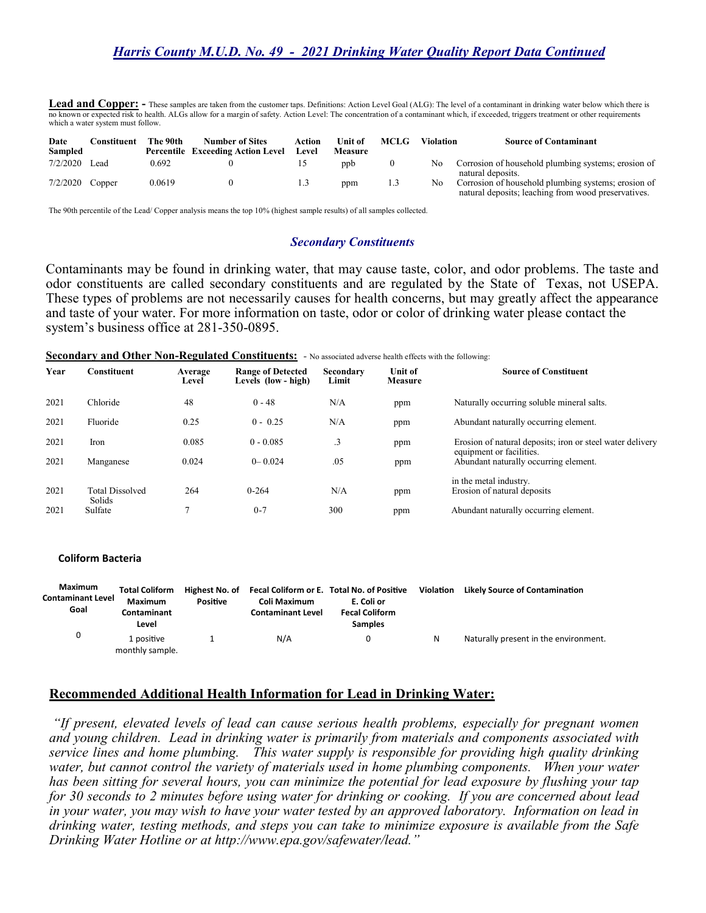## *Harris County M.U.D. No. 49 - 2021 Drinking Water Quality Report Data Continued*

**Lead and Copper: -** These samples are taken from the customer taps. Definitions: Action Level Goal (ALG): The level of a contaminant in drinking water below which there is no known or expected risk to health. ALGs allow for a margin of safety. Action Level: The concentration of a contaminant which, if exceeded, triggers treatment or other requirements which a water system must follow.

| Date Sampled | Constituent | The 90th Percentile | Number of Sites Exceeding Action Level | Action Level | Unit of Measure | MCLG | Violation | Source of Contaminant |
|---|---|---|---|---|---|---|---|---|
| 7/2/2020 | Lead | 0.692 | 0 | 15 | ppb | 0 | No | Corrosion of household plumbing systems; erosion of natural deposits. |
| 7/2/2020 | Copper | 0.0619 | 0 | 1.3 | ppm | 1.3 | No | Corrosion of household plumbing systems; erosion of natural deposits; leaching from wood preservatives. |

The 90th percentile of the Lead/ Copper analysis means the top 10% (highest sample results) of all samples collected.

### *Secondary Constituents*

Contaminants may be found in drinking water, that may cause taste, color, and odor problems. The taste and odor constituents are called secondary constituents and are regulated by the State of Texas, not USEPA. These types of problems are not necessarily causes for health concerns, but may greatly affect the appearance and taste of your water. For more information on taste, odor or color of drinking water please contact the system's business office at 281-350-0895.

**Secondary and Other Non-Regulated Constituents:** - No associated adverse health effects with the following:

| Year | Constituent | Average Level | Range of Detected Levels (low - high) | Secondary Limit | Unit of Measure | Source of Constituent |
|---|---|---|---|---|---|---|
| 2021 | Chloride | 48 | 0 - 48 | N/A | ppm | Naturally occurring soluble mineral salts. |
| 2021 | Fluoride | 0.25 | 0 - 0.25 | N/A | ppm | Abundant naturally occurring element. |
| 2021 | Iron | 0.085 | 0 - 0.085 | .3 | ppm | Erosion of natural deposits; iron or steel water delivery equipment or facilities. |
| 2021 | Manganese | 0.024 | 0– 0.024 | .05 | ppm | Abundant naturally occurring element. in the metal industry. |
| 2021 | Total Dissolved Solids | 264 | 0-264 | N/A | ppm | Erosion of natural deposits |
| 2021 | Sulfate | 7 | 0-7 | 300 | ppm | Abundant naturally occurring element. |

**Coliform Bacteria**

| Maximum Contaminant Level Goal | Total Coliform Maximum Contaminant Level | Highest No. of Positive | Fecal Coliform or E. Coli Maximum Contaminant Level | Total No. of Positive E. Coli or Fecal Coliform Samples | Violation | Likely Source of Contamination |
|---|---|---|---|---|---|---|
| 0 | 1 positive monthly sample. | 1 | N/A | 0 | N | Naturally present in the environment. |

## Recommended Additional Health Information for Lead in Drinking Water:

*"If present, elevated levels of lead can cause serious health problems, especially for pregnant women and young children. Lead in drinking water is primarily from materials and components associated with service lines and home plumbing. This water supply is responsible for providing high quality drinking water, but cannot control the variety of materials used in home plumbing components. When your water has been sitting for several hours, you can minimize the potential for lead exposure by flushing your tap for 30 seconds to 2 minutes before using water for drinking or cooking. If you are concerned about lead in your water, you may wish to have your water tested by an approved laboratory. Information on lead in drinking water, testing methods, and steps you can take to minimize exposure is available from the Safe Drinking Water Hotline or at http://www.epa.gov/safewater/lead."*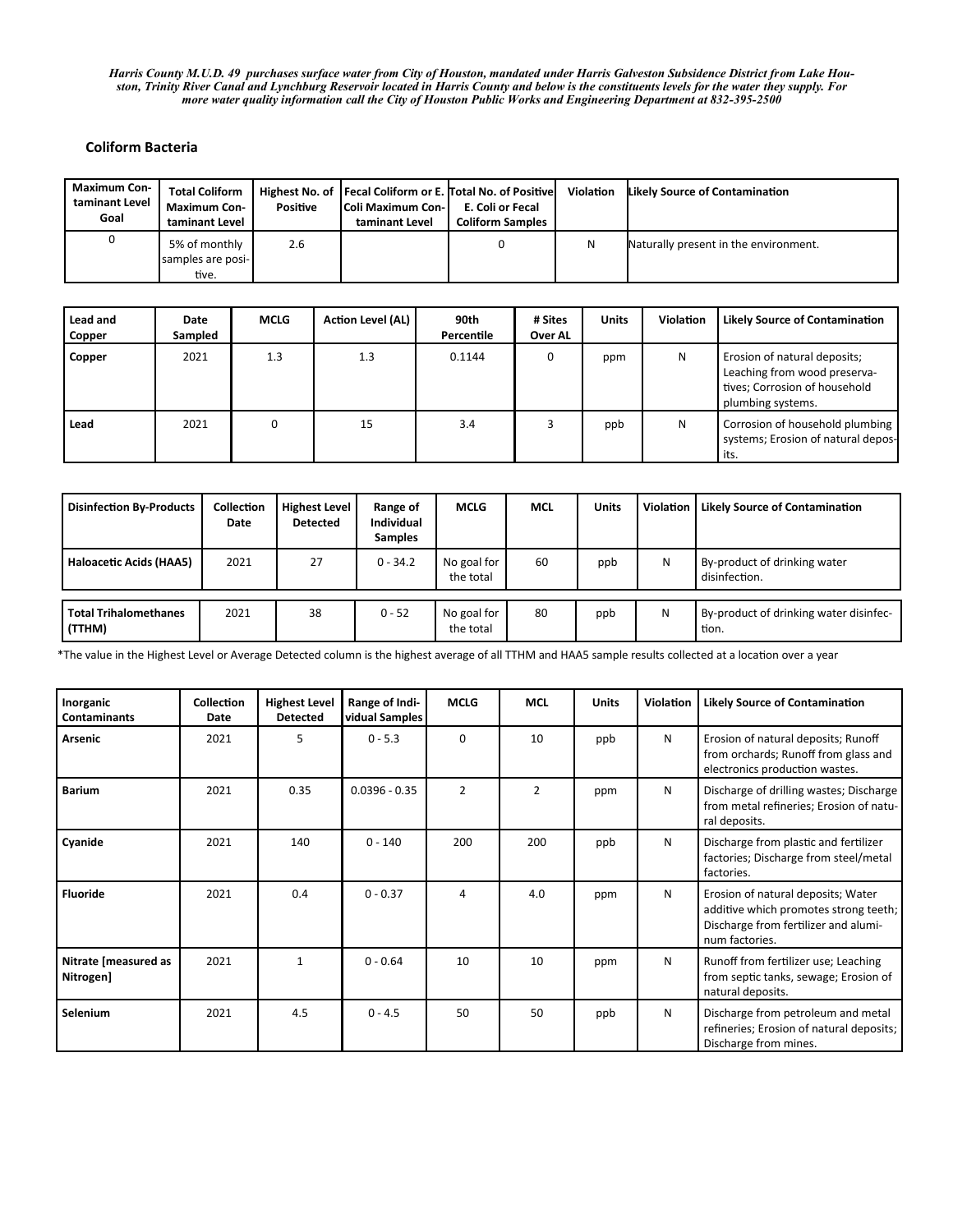*Harris County M.U.D. 49 purchases surface water from City of Houston, mandated under Harris Galveston Subsidence District from Lake Houston, Trinity River Canal and Lynchburg Reservoir located in Harris County and below is the constituents levels for the water they supply. For more water quality information call the City of Houston Public Works and Engineering Department at 832-395-2500*

### Coliform Bacteria

| Maximum Contaminant Level Goal | Total Coliform Maximum Contaminant Level | Highest No. of Positive | Fecal Coliform or E. Coli Maximum Contaminant Level | Total No. of Positive E. Coli or Fecal Coliform Samples | Violation | Likely Source of Contamination |
|---|---|---|---|---|---|---|
| 0 | 5% of monthly samples are positive. | 2.6 | | 0 | N | Naturally present in the environment. |

| Lead and Copper | Date Sampled | MCLG | Action Level (AL) | 90th Percentile | # Sites Over AL | Units | Violation | Likely Source of Contamination |
|---|---|---|---|---|---|---|---|---|
| Copper | 2021 | 1.3 | 1.3 | 0.1144 | 0 | ppm | N | Erosion of natural deposits; Leaching from wood preservatives; Corrosion of household plumbing systems. |
| Lead | 2021 | 0 | 15 | 3.4 | 3 | ppb | N | Corrosion of household plumbing systems; Erosion of natural deposits. |

| Disinfection By-Products | Collection Date | Highest Level Detected | Range of Individual Samples | MCLG | MCL | Units | Violation | Likely Source of Contamination |
|---|---|---|---|---|---|---|---|---|
| Haloacetic Acids (HAA5) | 2021 | 27 | 0 - 34.2 | No goal for the total | 60 | ppb | N | By-product of drinking water disinfection. |
| Total Trihalomethanes (TTHM) | 2021 | 38 | 0 - 52 | No goal for the total | 80 | ppb | N | By-product of drinking water disinfection. |

*The value in the Highest Level or Average Detected column is the highest average of all TTHM and HAA5 sample results collected at a location over a year

| Inorganic Contaminants | Collection Date | Highest Level Detected | Range of Individual Samples | MCLG | MCL | Units | Violation | Likely Source of Contamination |
|---|---|---|---|---|---|---|---|---|
| Arsenic | 2021 | 5 | 0 - 5.3 | 0 | 10 | ppb | N | Erosion of natural deposits; Runoff from orchards; Runoff from glass and electronics production wastes. |
| Barium | 2021 | 0.35 | 0.0396 - 0.35 | 2 | 2 | ppm | N | Discharge of drilling wastes; Discharge from metal refineries; Erosion of natural deposits. |
| Cyanide | 2021 | 140 | 0 - 140 | 200 | 200 | ppb | N | Discharge from plastic and fertilizer factories; Discharge from steel/metal factories. |
| Fluoride | 2021 | 0.4 | 0 - 0.37 | 4 | 4.0 | ppm | N | Erosion of natural deposits; Water additive which promotes strong teeth; Discharge from fertilizer and aluminum factories. |
| Nitrate [measured as Nitrogen] | 2021 | 1 | 0 - 0.64 | 10 | 10 | ppm | N | Runoff from fertilizer use; Leaching from septic tanks, sewage; Erosion of natural deposits. |
| Selenium | 2021 | 4.5 | 0 - 4.5 | 50 | 50 | ppb | N | Discharge from petroleum and metal refineries; Erosion of natural deposits; Discharge from mines. |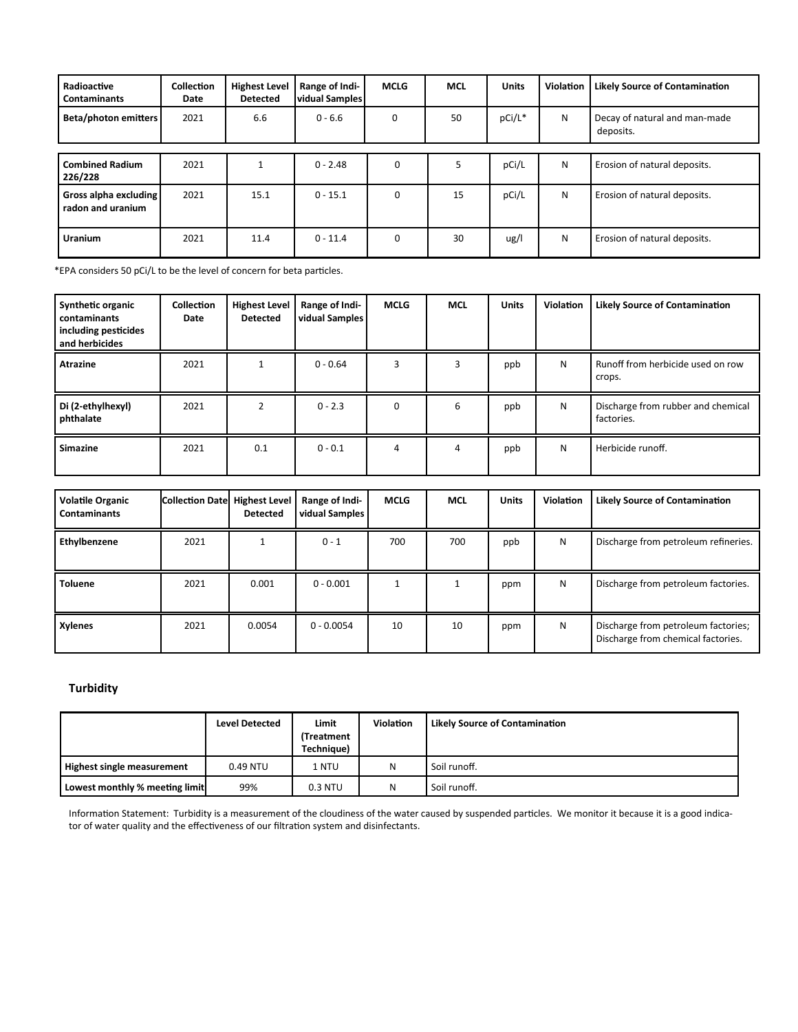| Radioactive Contaminants | Collection Date | Highest Level Detected | Range of Individual Samples | MCLG | MCL | Units | Violation | Likely Source of Contamination |
|---|---|---|---|---|---|---|---|---|
| Beta/photon emitters | 2021 | 6.6 | 0 - 6.6 | 0 | 50 | pCi/L* | N | Decay of natural and man-made deposits. |
| Combined Radium 226/228 | 2021 | 1 | 0 - 2.48 | 0 | 5 | pCi/L | N | Erosion of natural deposits. |
| Gross alpha excluding radon and uranium | 2021 | 15.1 | 0 - 15.1 | 0 | 15 | pCi/L | N | Erosion of natural deposits. |
| Uranium | 2021 | 11.4 | 0 - 11.4 | 0 | 30 | ug/l | N | Erosion of natural deposits. |

*EPA considers 50 pCi/L to be the level of concern for beta particles.

| Synthetic organic contaminants including pesticides and herbicides | Collection Date | Highest Level Detected | Range of Individual Samples | MCLG | MCL | Units | Violation | Likely Source of Contamination |
|---|---|---|---|---|---|---|---|---|
| Atrazine | 2021 | 1 | 0 - 0.64 | 3 | 3 | ppb | N | Runoff from herbicide used on row crops. |
| Di (2-ethylhexyl) phthalate | 2021 | 2 | 0 - 2.3 | 0 | 6 | ppb | N | Discharge from rubber and chemical factories. |
| Simazine | 2021 | 0.1 | 0 - 0.1 | 4 | 4 | ppb | N | Herbicide runoff. |

| Volatile Organic Contaminants | Collection Date | Highest Level Detected | Range of Individual Samples | MCLG | MCL | Units | Violation | Likely Source of Contamination |
|---|---|---|---|---|---|---|---|---|
| Ethylbenzene | 2021 | 1 | 0 - 1 | 700 | 700 | ppb | N | Discharge from petroleum refineries. |
| Toluene | 2021 | 0.001 | 0 - 0.001 | 1 | 1 | ppm | N | Discharge from petroleum factories. |
| Xylenes | 2021 | 0.0054 | 0 - 0.0054 | 10 | 10 | ppm | N | Discharge from petroleum factories; Discharge from chemical factories. |

## Turbidity

| | Level Detected | Limit (Treatment Technique) | Violation | Likely Source of Contamination |
|---|---|---|---|---|
| Highest single measurement | 0.49 NTU | 1 NTU | N | Soil runoff. |
| Lowest monthly % meeting limit | 99% | 0.3 NTU | N | Soil runoff. |

Information Statement: Turbidity is a measurement of the cloudiness of the water caused by suspended particles. We monitor it because it is a good indicator of water quality and the effectiveness of our filtration system and disinfectants.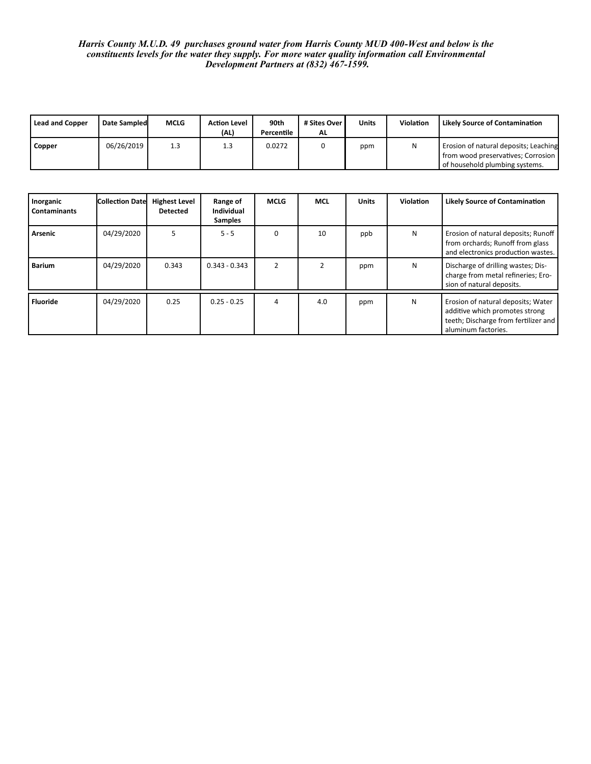***Harris County M.U.D. 49 purchases ground water from Harris County MUD 400-West and below is the constituents levels for the water they supply. For more water quality information call Environmental Development Partners at (832) 467-1599.***

| Lead and Copper | Date Sampled | MCLG | Action Level (AL) | 90th Percentile | # Sites Over AL | Units | Violation | Likely Source of Contamination |
|---|---|---|---|---|---|---|---|---|
| **Copper** | 06/26/2019 | 1.3 | 1.3 | 0.0272 | 0 | ppm | N | Erosion of natural deposits; Leaching from wood preservatives; Corrosion of household plumbing systems. |

| Inorganic Contaminants | Collection Date | Highest Level Detected | Range of Individual Samples | MCLG | MCL | Units | Violation | Likely Source of Contamination |
|---|---|---|---|---|---|---|---|---|
| **Arsenic** | 04/29/2020 | 5 | 5 - 5 | 0 | 10 | ppb | N | Erosion of natural deposits; Runoff from orchards; Runoff from glass and electronics production wastes. |
| **Barium** | 04/29/2020 | 0.343 | 0.343 - 0.343 | 2 | 2 | ppm | N | Discharge of drilling wastes; Discharge from metal refineries; Erosion of natural deposits. |
| **Fluoride** | 04/29/2020 | 0.25 | 0.25 - 0.25 | 4 | 4.0 | ppm | N | Erosion of natural deposits; Water additive which promotes strong teeth; Discharge from fertilizer and aluminum factories. |